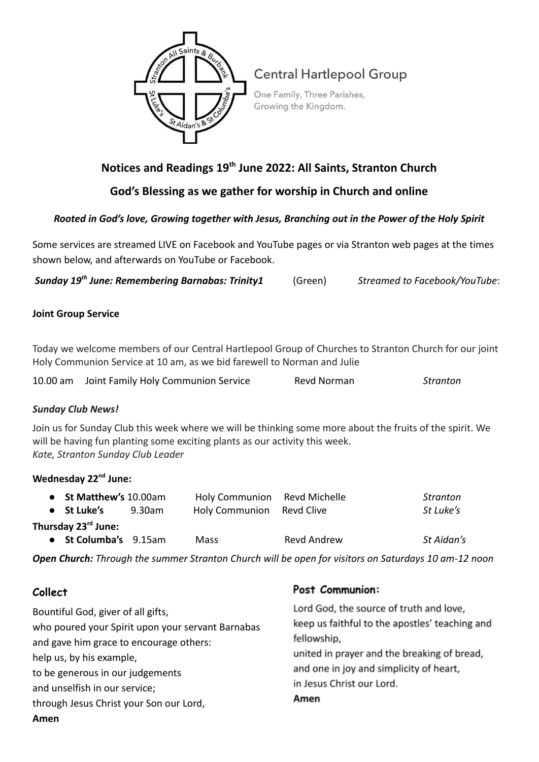Central Hartlepool Group

One Family, Three Parishes, Growing the Kingdom.

# Notices and Readings 19th June 2022: All Saints, Stranton Church

## God's Blessing as we gather for worship in Church and online

***Rooted in God's love, Growing together with Jesus, Branching out in the Power of the Holy Spirit***

Some services are streamed LIVE on Facebook and YouTube pages or via Stranton web pages at the times shown below, and afterwards on YouTube or Facebook.

***Sunday 19th June: Remembering Barnabas: Trinity1*** (Green) *Streamed to Facebook/YouTube*:

**Joint Group Service**

Today we welcome members of our Central Hartlepool Group of Churches to Stranton Church for our joint Holy Communion Service at 10 am, as we bid farewell to Norman and Julie

| | | | |
|---|---|---|---|
| 10.00 am | Joint Family Holy Communion Service | Revd Norman | *Stranton* |

***Sunday Club News!***

Join us for Sunday Club this week where we will be thinking some more about the fruits of the spirit. We will be having fun planting some exciting plants as our activity this week.
*Kate, Stranton Sunday Club Leader*

**Wednesday 22nd June:**

- **St Matthew's** 10.00am Holy Communion Revd Michelle *Stranton*
- **St Luke's** 9.30am Holy Communion Revd Clive *St Luke's*

**Thursday 23rd June:**

- **St Columba's** 9.15am Mass Revd Andrew *St Aidan's*

***Open Church:*** *Through the summer Stranton Church will be open for visitors on Saturdays 10 am-12 noon*

### Collect

Bountiful God, giver of all gifts,
who poured your Spirit upon your servant Barnabas
and gave him grace to encourage others:
help us, by his example,
to be generous in our judgements
and unselfish in our service;
through Jesus Christ your Son our Lord,
**Amen**

### Post Communion:

Lord God, the source of truth and love,
keep us faithful to the apostles' teaching and fellowship,
united in prayer and the breaking of bread,
and one in joy and simplicity of heart,
in Jesus Christ our Lord.
**Amen**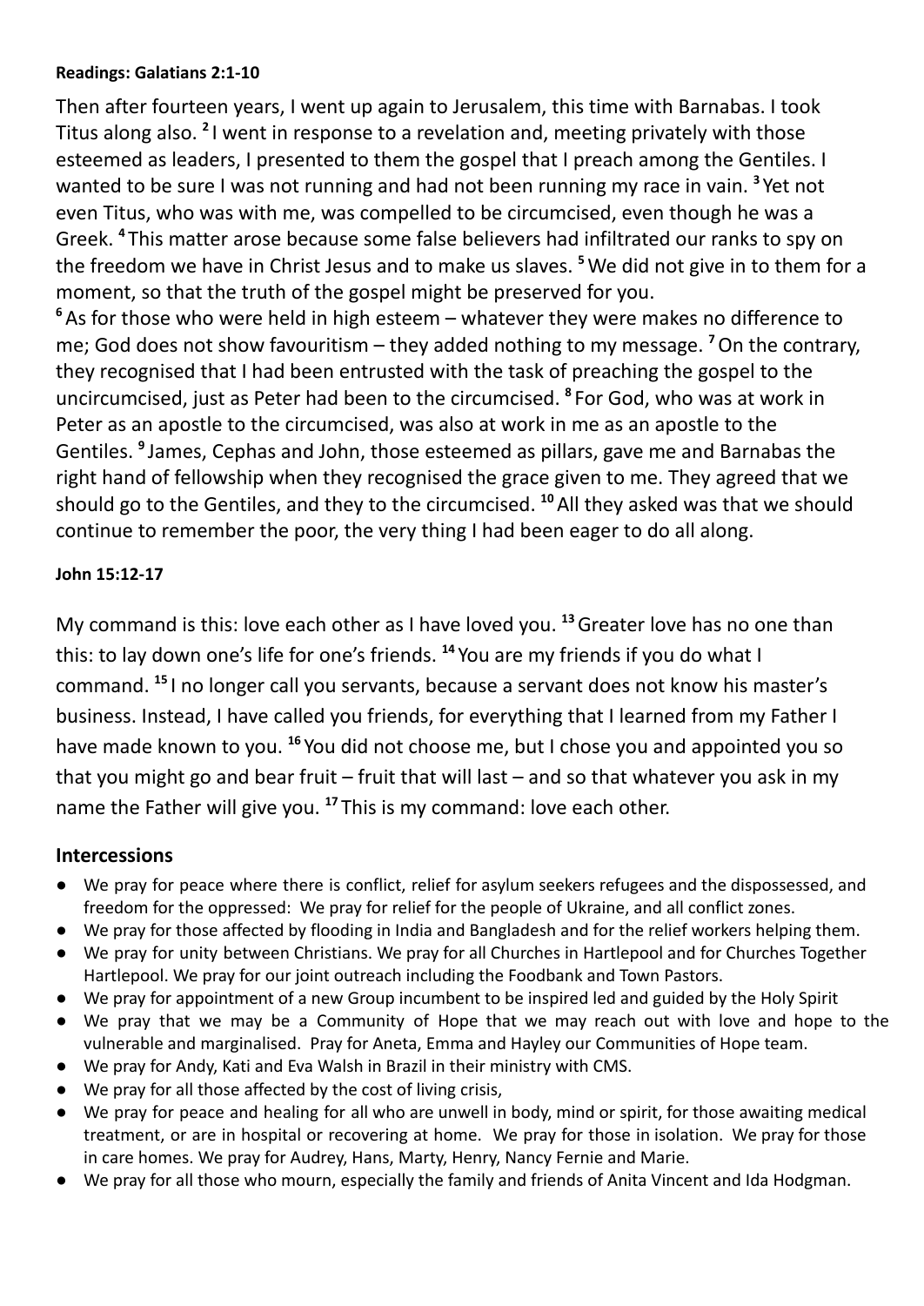**Readings: Galatians 2:1-10**

Then after fourteen years, I went up again to Jerusalem, this time with Barnabas. I took Titus along also. [2] I went in response to a revelation and, meeting privately with those esteemed as leaders, I presented to them the gospel that I preach among the Gentiles. I wanted to be sure I was not running and had not been running my race in vain. [3] Yet not even Titus, who was with me, was compelled to be circumcised, even though he was a Greek. [4] This matter arose because some false believers had infiltrated our ranks to spy on the freedom we have in Christ Jesus and to make us slaves. [5] We did not give in to them for a moment, so that the truth of the gospel might be preserved for you.

[6] As for those who were held in high esteem – whatever they were makes no difference to me; God does not show favouritism – they added nothing to my message. [7] On the contrary, they recognised that I had been entrusted with the task of preaching the gospel to the uncircumcised, just as Peter had been to the circumcised. [8] For God, who was at work in Peter as an apostle to the circumcised, was also at work in me as an apostle to the Gentiles. [9] James, Cephas and John, those esteemed as pillars, gave me and Barnabas the right hand of fellowship when they recognised the grace given to me. They agreed that we should go to the Gentiles, and they to the circumcised. [10] All they asked was that we should continue to remember the poor, the very thing I had been eager to do all along.

**John 15:12-17**

My command is this: love each other as I have loved you. [13] Greater love has no one than this: to lay down one's life for one's friends. [14] You are my friends if you do what I command. [15] I no longer call you servants, because a servant does not know his master's business. Instead, I have called you friends, for everything that I learned from my Father I have made known to you. [16] You did not choose me, but I chose you and appointed you so that you might go and bear fruit – fruit that will last – and so that whatever you ask in my name the Father will give you. [17] This is my command: love each other.

## Intercessions

- We pray for peace where there is conflict, relief for asylum seekers refugees and the dispossessed, and freedom for the oppressed: We pray for relief for the people of Ukraine, and all conflict zones.
- We pray for those affected by flooding in India and Bangladesh and for the relief workers helping them.
- We pray for unity between Christians. We pray for all Churches in Hartlepool and for Churches Together Hartlepool. We pray for our joint outreach including the Foodbank and Town Pastors.
- We pray for appointment of a new Group incumbent to be inspired led and guided by the Holy Spirit
- We pray that we may be a Community of Hope that we may reach out with love and hope to the vulnerable and marginalised. Pray for Aneta, Emma and Hayley our Communities of Hope team.
- We pray for Andy, Kati and Eva Walsh in Brazil in their ministry with CMS.
- We pray for all those affected by the cost of living crisis,
- We pray for peace and healing for all who are unwell in body, mind or spirit, for those awaiting medical treatment, or are in hospital or recovering at home. We pray for those in isolation. We pray for those in care homes. We pray for Audrey, Hans, Marty, Henry, Nancy Fernie and Marie.
- We pray for all those who mourn, especially the family and friends of Anita Vincent and Ida Hodgman.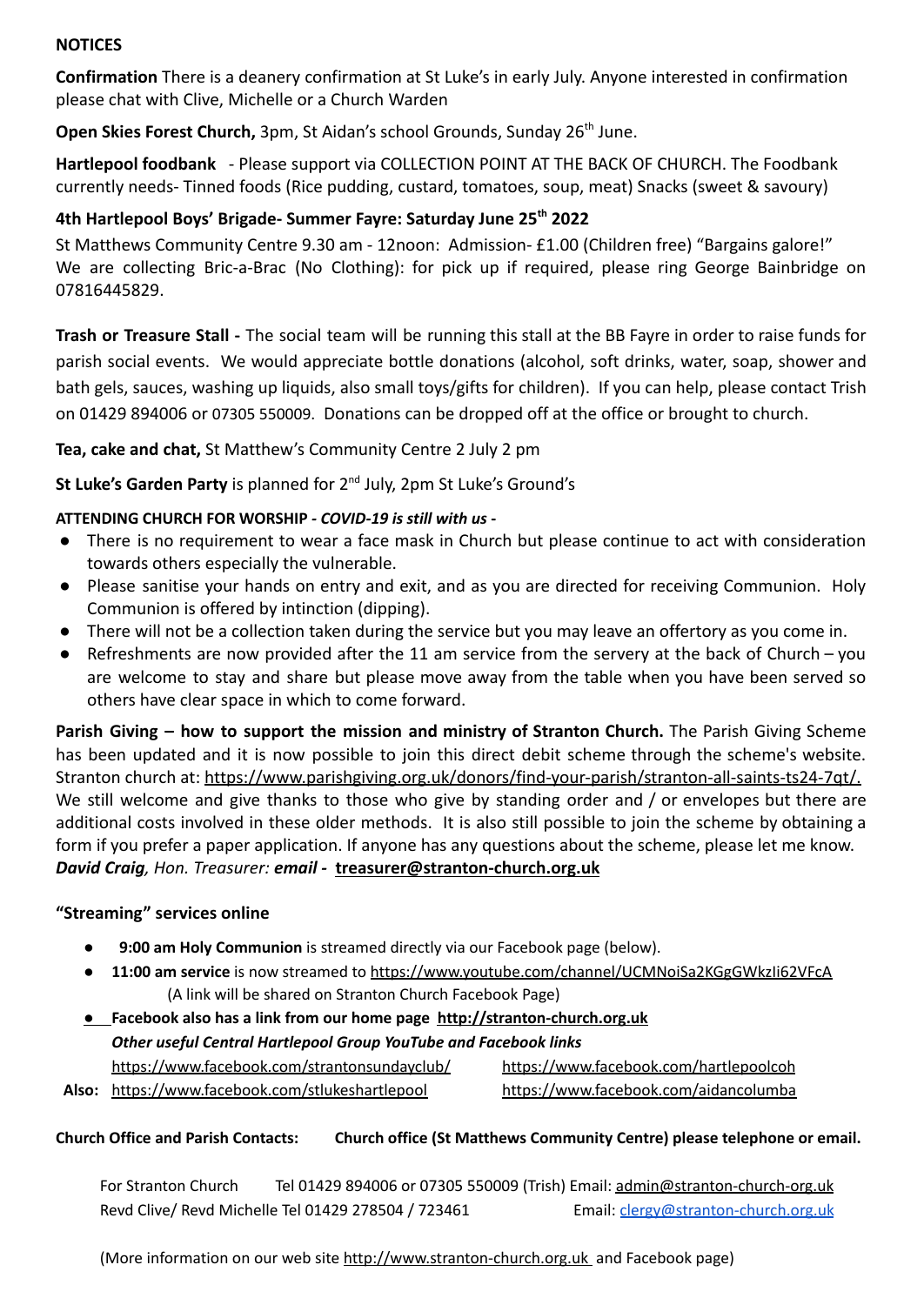**NOTICES**

**Confirmation** There is a deanery confirmation at St Luke's in early July. Anyone interested in confirmation please chat with Clive, Michelle or a Church Warden

**Open Skies Forest Church,** 3pm, St Aidan's school Grounds, Sunday 26th June.

**Hartlepool foodbank** - Please support via COLLECTION POINT AT THE BACK OF CHURCH. The Foodbank currently needs- Tinned foods (Rice pudding, custard, tomatoes, soup, meat) Snacks (sweet & savoury)

**4th Hartlepool Boys' Brigade- Summer Fayre: Saturday June 25th 2022**

St Matthews Community Centre 9.30 am - 12noon: Admission- £1.00 (Children free) "Bargains galore!"
We are collecting Bric-a-Brac (No Clothing): for pick up if required, please ring George Bainbridge on 07816445829.

**Trash or Treasure Stall -** The social team will be running this stall at the BB Fayre in order to raise funds for parish social events. We would appreciate bottle donations (alcohol, soft drinks, water, soap, shower and bath gels, sauces, washing up liquids, also small toys/gifts for children). If you can help, please contact Trish on 01429 894006 or 07305 550009. Donations can be dropped off at the office or brought to church.

**Tea, cake and chat,** St Matthew's Community Centre 2 July 2 pm

**St Luke's Garden Party** is planned for 2nd July, 2pm St Luke's Ground's

**ATTENDING CHURCH FOR WORSHIP -** ***COVID-19 is still with us*** **-**

- There is no requirement to wear a face mask in Church but please continue to act with consideration towards others especially the vulnerable.
- Please sanitise your hands on entry and exit, and as you are directed for receiving Communion. Holy Communion is offered by intinction (dipping).
- There will not be a collection taken during the service but you may leave an offertory as you come in.
- Refreshments are now provided after the 11 am service from the servery at the back of Church – you are welcome to stay and share but please move away from the table when you have been served so others have clear space in which to come forward.

**Parish Giving – how to support the mission and ministry of Stranton Church.** The Parish Giving Scheme has been updated and it is now possible to join this direct debit scheme through the scheme's website. Stranton church at: https://www.parishgiving.org.uk/donors/find-your-parish/stranton-all-saints-ts24-7qt/. We still welcome and give thanks to those who give by standing order and / or envelopes but there are additional costs involved in these older methods. It is also still possible to join the scheme by obtaining a form if you prefer a paper application. If anyone has any questions about the scheme, please let me know.
***David Craig****, Hon. Treasurer:* ***email*** **- treasurer@stranton-church.org.uk**

**"Streaming" services online**

- **9:00 am Holy Communion** is streamed directly via our Facebook page (below).
- **11:00 am service** is now streamed to https://www.youtube.com/channel/UCMNoiSa2KGgGWkzIi62VFcA (A link will be shared on Stranton Church Facebook Page)
- **Facebook also has a link from our home page http://stranton-church.org.uk**

***Other useful Central Hartlepool Group YouTube and Facebook links***

https://www.facebook.com/strantonsundayclub/ https://www.facebook.com/hartlepoolcoh

**Also:** https://www.facebook.com/stlukeshartlepool https://www.facebook.com/aidancolumba

**Church Office and Parish Contacts: Church office (St Matthews Community Centre) please telephone or email.**

For Stranton Church Tel 01429 894006 or 07305 550009 (Trish) Email: admin@stranton-church-org.uk
Revd Clive/ Revd Michelle Tel 01429 278504 / 723461 Email: clergy@stranton-church.org.uk

(More information on our web site http://www.stranton-church.org.uk and Facebook page)